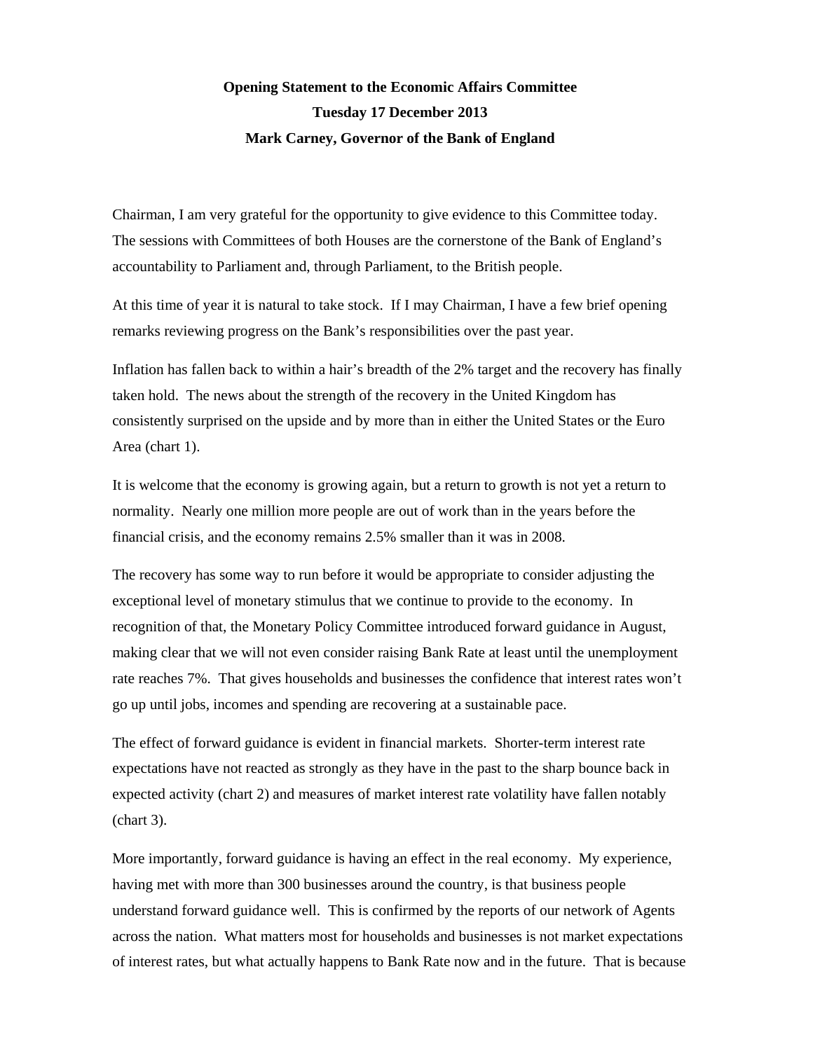**Opening Statement to the Economic Affairs Committee**

**Tuesday 17 December 2013**

**Mark Carney, Governor of the Bank of England**

Chairman, I am very grateful for the opportunity to give evidence to this Committee today. The sessions with Committees of both Houses are the cornerstone of the Bank of England's accountability to Parliament and, through Parliament, to the British people.

At this time of year it is natural to take stock. If I may Chairman, I have a few brief opening remarks reviewing progress on the Bank's responsibilities over the past year.

Inflation has fallen back to within a hair's breadth of the 2% target and the recovery has finally taken hold. The news about the strength of the recovery in the United Kingdom has consistently surprised on the upside and by more than in either the United States or the Euro Area (chart 1).

It is welcome that the economy is growing again, but a return to growth is not yet a return to normality. Nearly one million more people are out of work than in the years before the financial crisis, and the economy remains 2.5% smaller than it was in 2008.

The recovery has some way to run before it would be appropriate to consider adjusting the exceptional level of monetary stimulus that we continue to provide to the economy. In recognition of that, the Monetary Policy Committee introduced forward guidance in August, making clear that we will not even consider raising Bank Rate at least until the unemployment rate reaches 7%. That gives households and businesses the confidence that interest rates won't go up until jobs, incomes and spending are recovering at a sustainable pace.

The effect of forward guidance is evident in financial markets. Shorter-term interest rate expectations have not reacted as strongly as they have in the past to the sharp bounce back in expected activity (chart 2) and measures of market interest rate volatility have fallen notably (chart 3).

More importantly, forward guidance is having an effect in the real economy. My experience, having met with more than 300 businesses around the country, is that business people understand forward guidance well. This is confirmed by the reports of our network of Agents across the nation. What matters most for households and businesses is not market expectations of interest rates, but what actually happens to Bank Rate now and in the future. That is because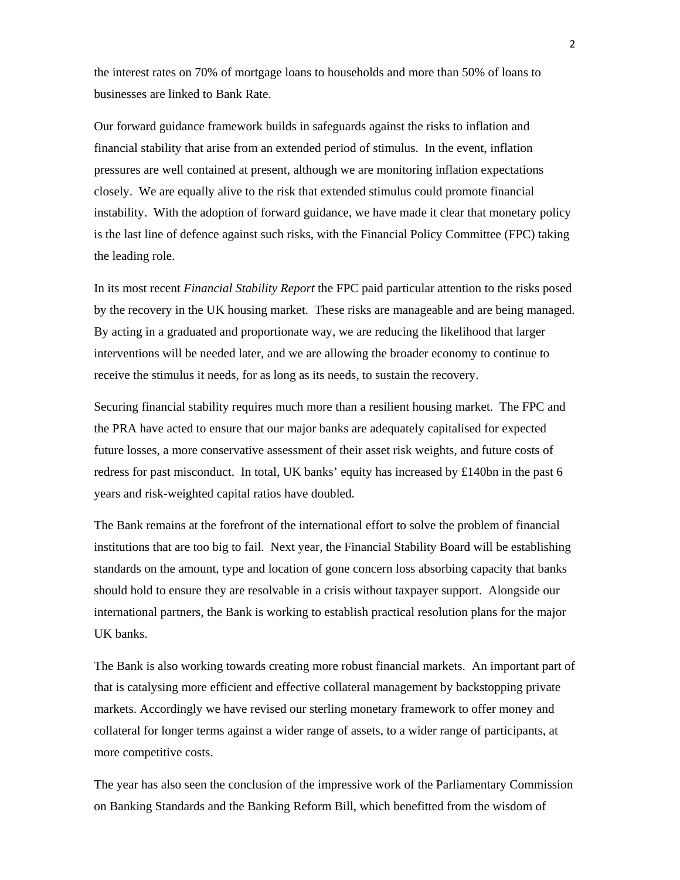the interest rates on 70% of mortgage loans to households and more than 50% of loans to businesses are linked to Bank Rate.

Our forward guidance framework builds in safeguards against the risks to inflation and financial stability that arise from an extended period of stimulus. In the event, inflation pressures are well contained at present, although we are monitoring inflation expectations closely. We are equally alive to the risk that extended stimulus could promote financial instability. With the adoption of forward guidance, we have made it clear that monetary policy is the last line of defence against such risks, with the Financial Policy Committee (FPC) taking the leading role.

In its most recent *Financial Stability Report* the FPC paid particular attention to the risks posed by the recovery in the UK housing market. These risks are manageable and are being managed. By acting in a graduated and proportionate way, we are reducing the likelihood that larger interventions will be needed later, and we are allowing the broader economy to continue to receive the stimulus it needs, for as long as its needs, to sustain the recovery.

Securing financial stability requires much more than a resilient housing market. The FPC and the PRA have acted to ensure that our major banks are adequately capitalised for expected future losses, a more conservative assessment of their asset risk weights, and future costs of redress for past misconduct. In total, UK banks' equity has increased by £140bn in the past 6 years and risk-weighted capital ratios have doubled.

The Bank remains at the forefront of the international effort to solve the problem of financial institutions that are too big to fail. Next year, the Financial Stability Board will be establishing standards on the amount, type and location of gone concern loss absorbing capacity that banks should hold to ensure they are resolvable in a crisis without taxpayer support. Alongside our international partners, the Bank is working to establish practical resolution plans for the major UK banks.

The Bank is also working towards creating more robust financial markets. An important part of that is catalysing more efficient and effective collateral management by backstopping private markets. Accordingly we have revised our sterling monetary framework to offer money and collateral for longer terms against a wider range of assets, to a wider range of participants, at more competitive costs.

The year has also seen the conclusion of the impressive work of the Parliamentary Commission on Banking Standards and the Banking Reform Bill, which benefitted from the wisdom of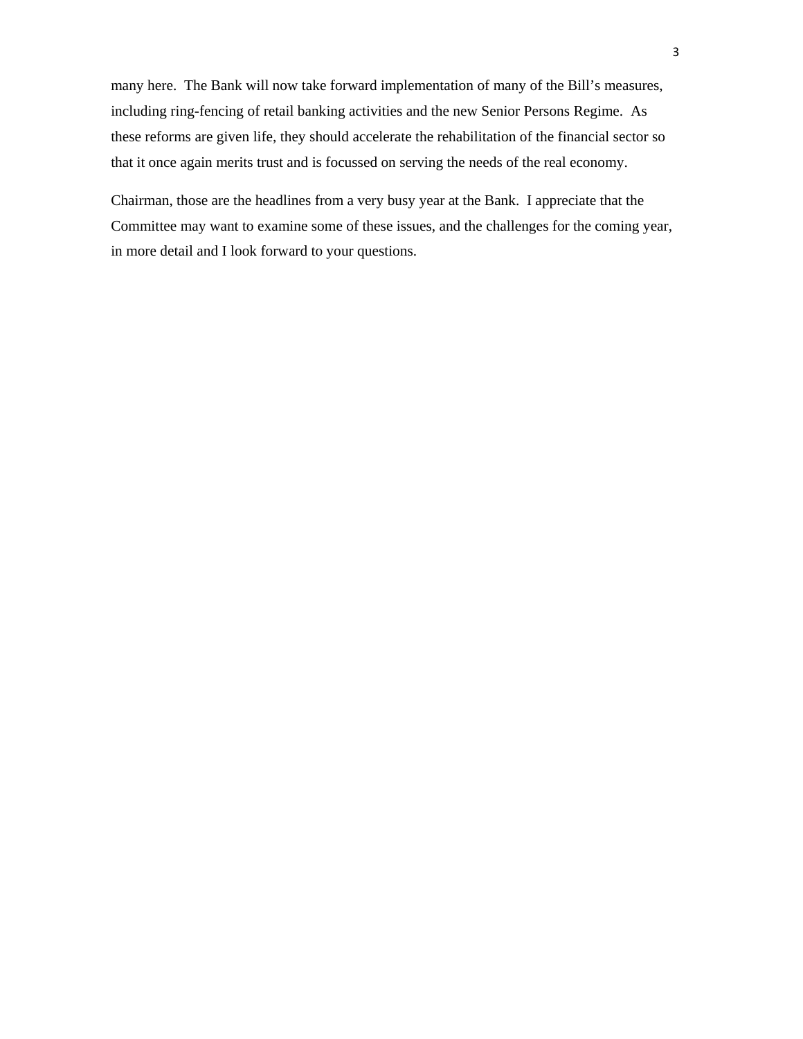many here.  The Bank will now take forward implementation of many of the Bill's measures, including ring-fencing of retail banking activities and the new Senior Persons Regime.  As these reforms are given life, they should accelerate the rehabilitation of the financial sector so that it once again merits trust and is focussed on serving the needs of the real economy.

Chairman, those are the headlines from a very busy year at the Bank.  I appreciate that the Committee may want to examine some of these issues, and the challenges for the coming year, in more detail and I look forward to your questions.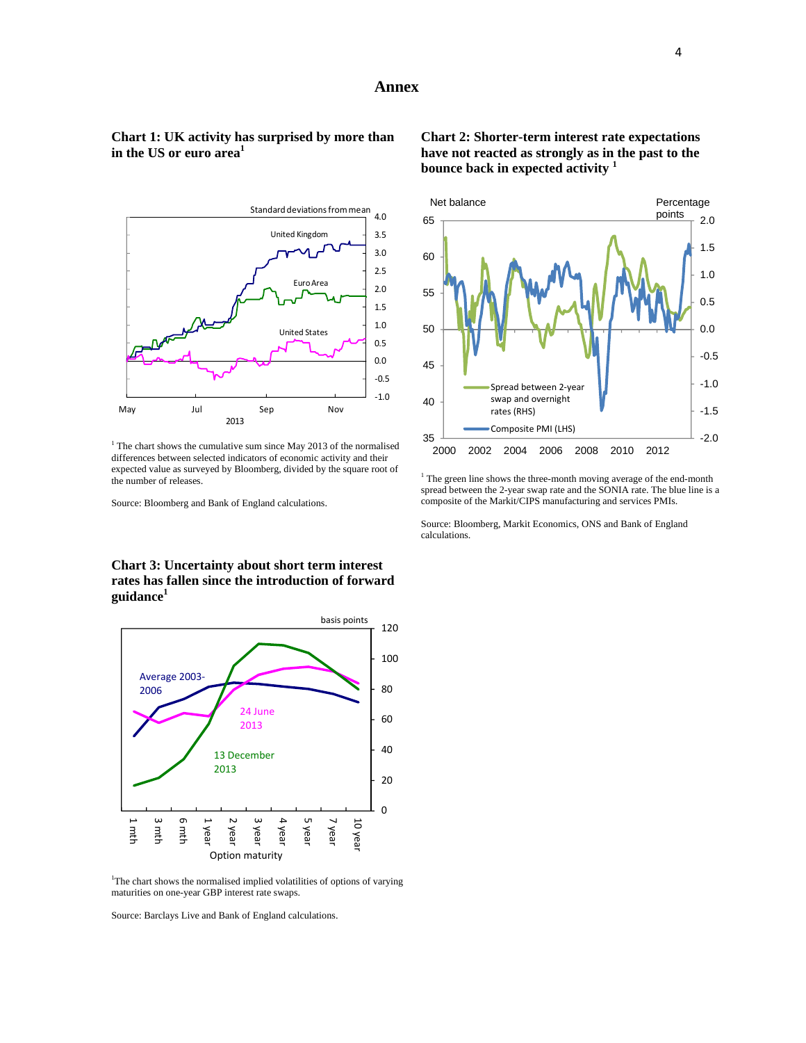# Annex

### Chart 1: UK activity has surprised by more than in the US or euro area[1]

Standard deviations from mean

4.0
3.5
3.0
2.5
2.0
1.5
1.0
0.5
0.0
-0.5
-1.0

United Kingdom

Euro Area

United States

May
Jul
Sep
Nov
2013

[1] The chart shows the cumulative sum since May 2013 of the normalised differences between selected indicators of economic activity and their expected value as surveyed by Bloomberg, divided by the square root of the number of releases.

Source: Bloomberg and Bank of England calculations.

### Chart 2: Shorter-term interest rate expectations have not reacted as strongly as in the past to the bounce back in expected activity [1]

Net balance

Percentage points

65
60
55
50
45
40
35

2.0
1.5
1.0
0.5
0.0
-0.5
-1.0
-1.5
-2.0

Spread between 2-year swap and overnight rates (RHS)

Composite PMI (LHS)

2000
2002
2004
2006
2008
2010
2012

[1] The green line shows the three-month moving average of the end-month spread between the 2-year swap rate and the SONIA rate. The blue line is a composite of the Markit/CIPS manufacturing and services PMIs.

Source: Bloomberg, Markit Economics, ONS and Bank of England calculations.

### Chart 3: Uncertainty about short term interest rates has fallen since the introduction of forward guidance[1]

basis points

120
100
80
60
40
20
0

Average 2003-2006

24 June 2013

13 December 2013

1 mth
3 mth
6 mth
1 year
2 year
3 year
4 year
5 year
7 year
10 year

Option maturity

[1] The chart shows the normalised implied volatilities of options of varying maturities on one-year GBP interest rate swaps.

Source: Barclays Live and Bank of England calculations.